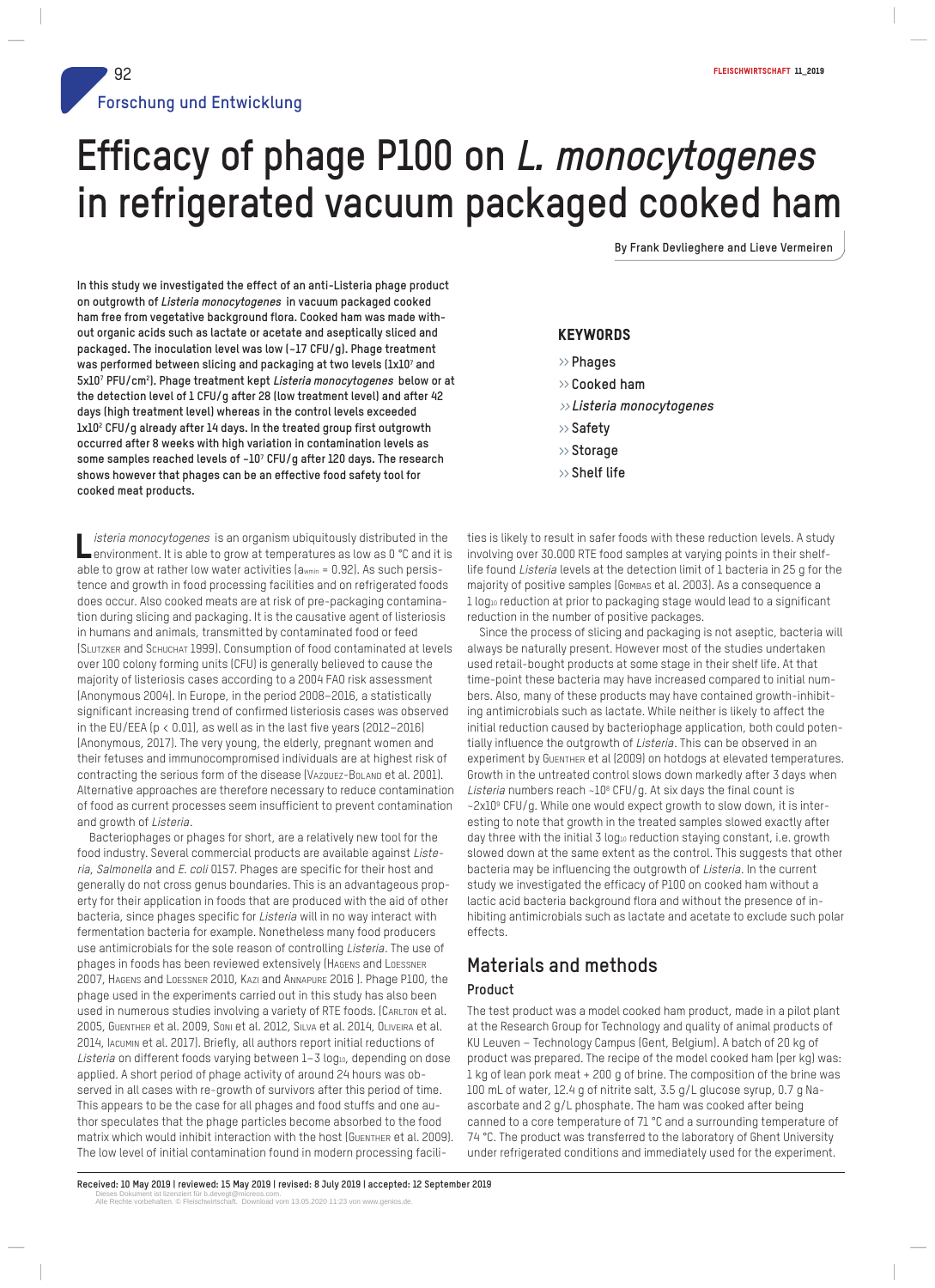# Efficacy of phage P100 on *L. monocytogenes* in refrigerated vacuum packaged cooked ham

By Frank Devlieghere and Lieve Vermeiren

**In this study we investigated the effect of an anti-Listeria phage product on outgrowth of *Listeria monocytogenes* in vacuum packaged cooked ham free from vegetative background flora. Cooked ham was made without organic acids such as lactate or acetate and aseptically sliced and packaged. The inoculation level was low (~17 CFU/g). Phage treatment was performed between slicing and packaging at two levels ($1x10^7$ and $5x10^7$ PFU/cm$^2$). Phage treatment kept *Listeria monocytogenes* below or at the detection level of 1 CFU/g after 28 (low treatment level) and after 42 days (high treatment level) whereas in the control levels exceeded $1x10^2$ CFU/g already after 14 days. In the treated group first outgrowth occurred after 8 weeks with high variation in contamination levels as some samples reached levels of ~$10^7$ CFU/g after 120 days. The research shows however that phages can be an effective food safety tool for cooked meat products.**

## KEYWORDS

- Phages
- Cooked ham
- *Listeria monocytogenes*
- Safety
- Storage
- Shelf life

*Listeria monocytogenes* is an organism ubiquitously distributed in the environment. It is able to grow at temperatures as low as 0 °C and it is able to grow at rather low water activities ($a_{wmin}$ = 0.92). As such persistence and growth in food processing facilities and on refrigerated foods does occur. Also cooked meats are at risk of pre-packaging contamination during slicing and packaging. It is the causative agent of listeriosis in humans and animals, transmitted by contaminated food or feed (Slutzker and Schuchat 1999). Consumption of food contaminated at levels over 100 colony forming units (CFU) is generally believed to cause the majority of listeriosis cases according to a 2004 FAO risk assessment (Anonymous 2004). In Europe, in the period 2008–2016, a statistically significant increasing trend of confirmed listeriosis cases was observed in the EU/EEA ($p < 0.01$), as well as in the last five years (2012–2016) (Anonymous, 2017). The very young, the elderly, pregnant women and their fetuses and immunocompromised individuals are at highest risk of contracting the serious form of the disease (Vazquez-Boland et al. 2001). Alternative approaches are therefore necessary to reduce contamination of food as current processes seem insufficient to prevent contamination and growth of *Listeria*.

Bacteriophages or phages for short, are a relatively new tool for the food industry. Several commercial products are available against *Listeria*, *Salmonella* and *E. coli* O157. Phages are specific for their host and generally do not cross genus boundaries. This is an advantageous property for their application in foods that are produced with the aid of other bacteria, since phages specific for *Listeria* will in no way interact with fermentation bacteria for example. Nonetheless many food producers use antimicrobials for the sole reason of controlling *Listeria*. The use of phages in foods has been reviewed extensively (Hagens and Loessner 2007, Hagens and Loessner 2010, Kazi and Annapure 2016 ). Phage P100, the phage used in the experiments carried out in this study has also been used in numerous studies involving a variety of RTE foods. (Carlton et al. 2005, Guenther et al. 2009, Soni et al. 2012, Silva et al. 2014, Oliveira et al. 2014, Iacumin et al. 2017). Briefly, all authors report initial reductions of *Listeria* on different foods varying between 1–3 $log_{10}$, depending on dose applied. A short period of phage activity of around 24 hours was observed in all cases with re-growth of survivors after this period of time. This appears to be the case for all phages and food stuffs and one author speculates that the phage particles become absorbed to the food matrix which would inhibit interaction with the host (Guenther et al. 2009). The low level of initial contamination found in modern processing facilities is likely to result in safer foods with these reduction levels. A study involving over 30.000 RTE food samples at varying points in their shelf-life found *Listeria* levels at the detection limit of 1 bacteria in 25 g for the majority of positive samples (Gombas et al. 2003). As a consequence a 1 $log_{10}$ reduction at prior to packaging stage would lead to a significant reduction in the number of positive packages.

Since the process of slicing and packaging is not aseptic, bacteria will always be naturally present. However most of the studies undertaken used retail-bought products at some stage in their shelf life. At that time-point these bacteria may have increased compared to initial numbers. Also, many of these products may have contained growth-inhibiting antimicrobials such as lactate. While neither is likely to affect the initial reduction caused by bacteriophage application, both could potentially influence the outgrowth of *Listeria*. This can be observed in an experiment by Guenther et al (2009) on hotdogs at elevated temperatures. Growth in the untreated control slows down markedly after 3 days when *Listeria* numbers reach ~$10^8$ CFU/g. At six days the final count is ~$2x10^9$ CFU/g. While one would expect growth to slow down, it is interesting to note that growth in the treated samples slowed exactly after day three with the initial 3 $log_{10}$ reduction staying constant, i.e. growth slowed down at the same extent as the control. This suggests that other bacteria may be influencing the outgrowth of *Listeria*. In the current study we investigated the efficacy of P100 on cooked ham without a lactic acid bacteria background flora and without the presence of inhibiting antimicrobials such as lactate and acetate to exclude such polar effects.

## Materials and methods

### Product

The test product was a model cooked ham product, made in a pilot plant at the Research Group for Technology and quality of animal products of KU Leuven – Technology Campus (Gent, Belgium). A batch of 20 kg of product was prepared. The recipe of the model cooked ham (per kg) was: 1 kg of lean pork meat + 200 g of brine. The composition of the brine was 100 mL of water, 12.4 g of nitrite salt, 3.5 g/L glucose syrup, 0.7 g Na-ascorbate and 2 g/L phosphate. The ham was cooked after being canned to a core temperature of 71 °C and a surrounding temperature of 74 °C. The product was transferred to the laboratory of Ghent University under refrigerated conditions and immediately used for the experiment.

Received: 10 May 2019 | reviewed: 15 May 2019 | revised: 8 July 2019 | accepted: 12 September 2019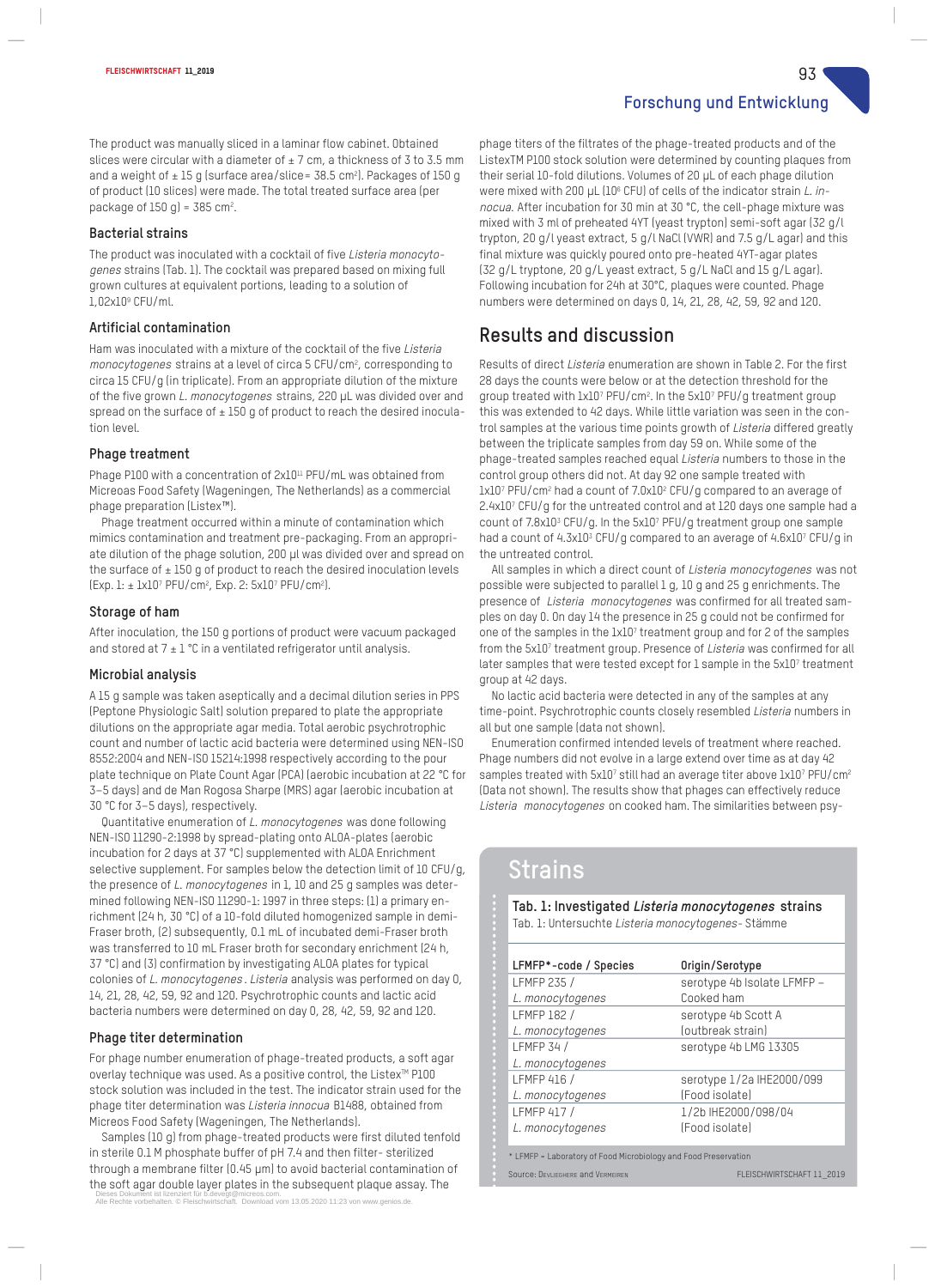The product was manually sliced in a laminar flow cabinet. Obtained slices were circular with a diameter of ± 7 cm, a thickness of 3 to 3.5 mm and a weight of ± 15 g (surface area/slice= 38.5 $cm^2$). Packages of 150 g of product (10 slices) were made. The total treated surface area (per package of 150 g) = 385 $cm^2$.

### Bacterial strains

The product was inoculated with a cocktail of five *Listeria monocytogenes* strains (Tab. 1). The cocktail was prepared based on mixing full grown cultures at equivalent portions, leading to a solution of $1{,}02 \times 10^9$ CFU/ml.

### Artificial contamination

Ham was inoculated with a mixture of the cocktail of the five *Listeria monocytogenes* strains at a level of circa 5 CFU/$cm^2$, corresponding to circa 15 CFU/g (in triplicate). From an appropriate dilution of the mixture of the five grown *L. monocytogenes* strains, 220 µL was divided over and spread on the surface of ± 150 g of product to reach the desired inoculation level.

### Phage treatment

Phage P100 with a concentration of $2 \times 10^{11}$ PFU/mL was obtained from Micreoas Food Safety (Wageningen, The Netherlands) as a commercial phage preparation (Listex™).

Phage treatment occurred within a minute of contamination which mimics contamination and treatment pre-packaging. From an appropriate dilution of the phage solution, 200 µl was divided over and spread on the surface of ± 150 g of product to reach the desired inoculation levels (Exp. 1: ± $1 \times 10^7$ PFU/$cm^2$, Exp. 2: $5 \times 10^7$ PFU/$cm^2$).

### Storage of ham

After inoculation, the 150 g portions of product were vacuum packaged and stored at 7 ± 1 °C in a ventilated refrigerator until analysis.

### Microbial analysis

A 15 g sample was taken aseptically and a decimal dilution series in PPS (Peptone Physiologic Salt) solution prepared to plate the appropriate dilutions on the appropriate agar media. Total aerobic psychrotrophic count and number of lactic acid bacteria were determined using NEN-ISO 8552:2004 and NEN-ISO 15214:1998 respectively according to the pour plate technique on Plate Count Agar (PCA) (aerobic incubation at 22 °C for 3–5 days) and de Man Rogosa Sharpe (MRS) agar (aerobic incubation at 30 °C for 3–5 days), respectively.

Quantitative enumeration of *L. monocytogenes* was done following NEN-ISO 11290-2:1998 by spread-plating onto ALOA-plates (aerobic incubation for 2 days at 37 °C) supplemented with ALOA Enrichment selective supplement. For samples below the detection limit of 10 CFU/g, the presence of *L. monocytogenes* in 1, 10 and 25 g samples was determined following NEN-ISO 11290-1: 1997 in three steps: (1) a primary enrichment (24 h, 30 °C) of a 10-fold diluted homogenized sample in demi-Fraser broth, (2) subsequently, 0.1 mL of incubated demi-Fraser broth was transferred to 10 mL Fraser broth for secondary enrichment (24 h, 37 °C) and (3) confirmation by investigating ALOA plates for typical colonies of *L. monocytogenes*. *Listeria* analysis was performed on day 0, 14, 21, 28, 42, 59, 92 and 120. Psychrotrophic counts and lactic acid bacteria numbers were determined on day 0, 28, 42, 59, 92 and 120.

### Phage titer determination

For phage number enumeration of phage-treated products, a soft agar overlay technique was used. As a positive control, the Listex™ P100 stock solution was included in the test. The indicator strain used for the phage titer determination was *Listeria innocua* B1488, obtained from Micreos Food Safety (Wageningen, The Netherlands).

Samples (10 g) from phage-treated products were first diluted tenfold in sterile 0.1 M phosphate buffer of pH 7.4 and then filter- sterilized through a membrane filter (0.45 µm) to avoid bacterial contamination of the soft agar double layer plates in the subsequent plaque assay. The phage titers of the filtrates of the phage-treated products and of the ListexTM P100 stock solution were determined by counting plaques from their serial 10-fold dilutions. Volumes of 20 µL of each phage dilution were mixed with 200 µL ($10^6$ CFU) of cells of the indicator strain *L. innocua*. After incubation for 30 min at 30 °C, the cell-phage mixture was mixed with 3 ml of preheated 4YT (yeast trypton) semi-soft agar (32 g/l trypton, 20 g/l yeast extract, 5 g/l NaCl (VWR) and 7.5 g/L agar) and this final mixture was quickly poured onto pre-heated 4YT-agar plates (32 g/L tryptone, 20 g/L yeast extract, 5 g/L NaCl and 15 g/L agar). Following incubation for 24h at 30°C, plaques were counted. Phage numbers were determined on days 0, 14, 21, 28, 42, 59, 92 and 120.

## Results and discussion

Results of direct *Listeria* enumeration are shown in Table 2. For the first 28 days the counts were below or at the detection threshold for the group treated with $1 \times 10^7$ PFU/$cm^2$. In the $5 \times 10^7$ PFU/g treatment group this was extended to 42 days. While little variation was seen in the control samples at the various time points growth of *Listeria* differed greatly between the triplicate samples from day 59 on. While some of the phage-treated samples reached equal *Listeria* numbers to those in the control group others did not. At day 92 one sample treated with $1 \times 10^7$ PFU/$cm^2$ had a count of $7.0 \times 10^2$ CFU/g compared to an average of $2.4 \times 10^7$ CFU/g for the untreated control and at 120 days one sample had a count of $7.8 \times 10^3$ CFU/g. In the $5 \times 10^7$ PFU/g treatment group one sample had a count of $4.3 \times 10^3$ CFU/g compared to an average of $4.6 \times 10^7$ CFU/g in the untreated control.

All samples in which a direct count of *Listeria monocytogenes* was not possible were subjected to parallel 1 g, 10 g and 25 g enrichments. The presence of *Listeria monocytogenes* was confirmed for all treated samples on day 0. On day 14 the presence in 25 g could not be confirmed for one of the samples in the $1 \times 10^7$ treatment group and for 2 of the samples from the $5 \times 10^7$ treatment group. Presence of *Listeria* was confirmed for all later samples that were tested except for 1 sample in the $5 \times 10^7$ treatment group at 42 days.

No lactic acid bacteria were detected in any of the samples at any time-point. Psychrotrophic counts closely resembled *Listeria* numbers in all but one sample (data not shown).

Enumeration confirmed intended levels of treatment where reached. Phage numbers did not evolve in a large extend over time as at day 42 samples treated with $5 \times 10^7$ still had an average titer above $1 \times 10^7$ PFU/$cm^2$ (Data not shown). The results show that phages can effectively reduce *Listeria monocytogenes* on cooked ham. The similarities between psy-

## Strains

**Tab. 1: Investigated *Listeria monocytogenes* strains**
Tab. 1: Untersuchte *Listeria monocytogenes*- Stämme

| LFMFP*-code / Species | Origin/Serotype |
|---|---|
| LFMFP 235 / *L. monocytogenes* | serotype 4b Isolate LFMFP – Cooked ham |
| LFMFP 182 / *L. monocytogenes* | serotype 4b Scott A (outbreak strain) |
| LFMFP 34 / *L. monocytogenes* | serotype 4b LMG 13305 |
| LFMFP 416 / *L. monocytogenes* | serotype 1/2a IHE2000/099 (Food isolate) |
| LFMFP 417 / *L. monocytogenes* | 1/2b IHE2000/098/04 (Food isolate) |

\* LFMFP = Laboratory of Food Microbiology and Food Preservation

Source: Devlieghere and Vermeiren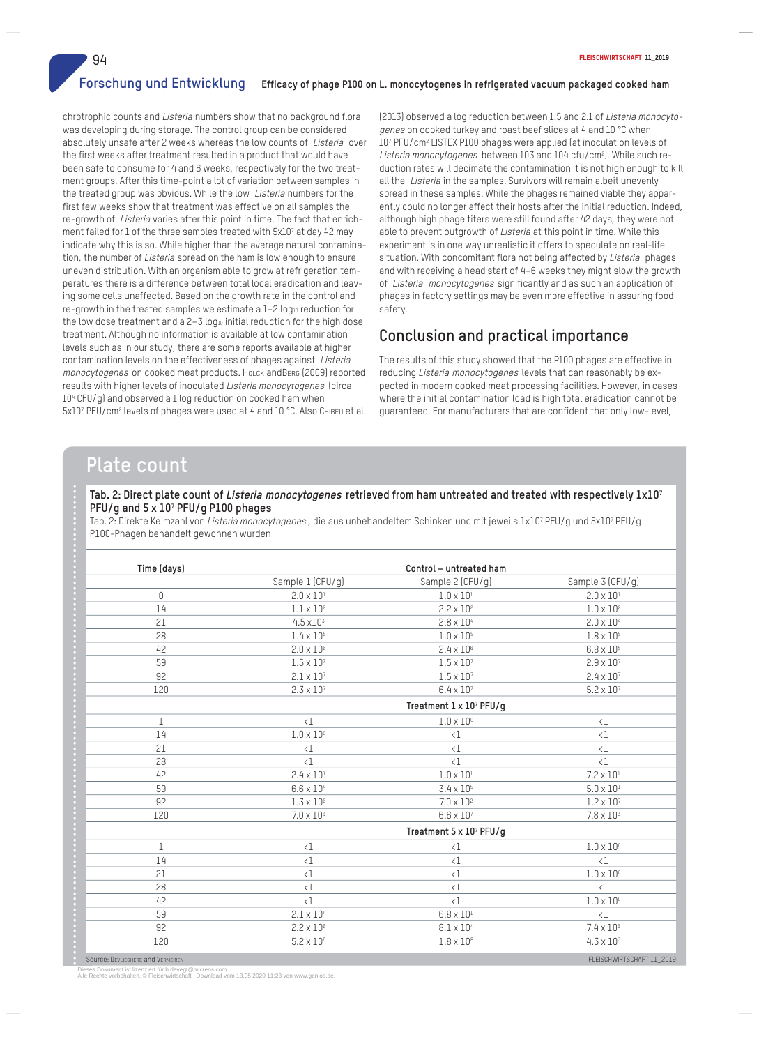chrotrophic counts and *Listeria* numbers show that no background flora was developing during storage. The control group can be considered absolutely unsafe after 2 weeks whereas the low counts of *Listeria* over the first weeks after treatment resulted in a product that would have been safe to consume for 4 and 6 weeks, respectively for the two treatment groups. After this time-point a lot of variation between samples in the treated group was obvious. While the low *Listeria* numbers for the first few weeks show that treatment was effective on all samples the re-growth of *Listeria* varies after this point in time. The fact that enrichment failed for 1 of the three samples treated with $5x10^7$ at day 42 may indicate why this is so. While higher than the average natural contamination, the number of *Listeria* spread on the ham is low enough to ensure uneven distribution. With an organism able to grow at refrigeration temperatures there is a difference between total local eradication and leaving some cells unaffected. Based on the growth rate in the control and re-growth in the treated samples we estimate a 1–2 $log_{10}$ reduction for the low dose treatment and a 2–3 $log_{10}$ initial reduction for the high dose treatment. Although no information is available at low contamination levels such as in our study, there are some reports available at higher contamination levels on the effectiveness of phages against *Listeria monocytogenes* on cooked meat products. Holck and Berg (2009) reported results with higher levels of inoculated *Listeria monocytogenes* (circa $10^4$ CFU/g) and observed a 1 log reduction on cooked ham when $5x10^7$ PFU/cm² levels of phages were used at 4 and 10 °C. Also Chibeu et al. (2013) observed a log reduction between 1.5 and 2.1 of *Listeria monocytogenes* on cooked turkey and roast beef slices at 4 and 10 °C when $10^7$ PFU/cm² LISTEX P100 phages were applied (at inoculation levels of *Listeria monocytogenes* between 103 and 104 cfu/cm²). While such reduction rates will decimate the contamination it is not high enough to kill all the *Listeria* in the samples. Survivors will remain albeit unevenly spread in these samples. While the phages remained viable they apparently could no longer affect their hosts after the initial reduction. Indeed, although high phage titers were still found after 42 days, they were not able to prevent outgrowth of *Listeria* at this point in time. While this experiment is in one way unrealistic it offers to speculate on real-life situation. With concomitant flora not being affected by *Listeria* phages and with receiving a head start of 4–6 weeks they might slow the growth of *Listeria monocytogenes* significantly and as such an application of phages in factory settings may be even more effective in assuring food safety.

## Conclusion and practical importance

The results of this study showed that the P100 phages are effective in reducing *Listeria monocytogenes* levels that can reasonably be expected in modern cooked meat processing facilities. However, in cases where the initial contamination load is high total eradication cannot be guaranteed. For manufacturers that are confident that only low-level,

### Plate count

**Tab. 2: Direct plate count of *Listeria monocytogenes* retrieved from ham untreated and treated with respectively $1x10^7$ PFU/g and $5 x 10^7$ PFU/g P100 phages**

Tab. 2: Direkte Keimzahl von *Listeria monocytogenes* , die aus unbehandeltem Schinken und mit jeweils $1x10^7$ PFU/g und $5x10^7$ PFU/g P100-Phagen behandelt gewonnen wurden

| Time (days) | | Control – untreated ham | |
|---|---|---|---|
| | Sample 1 (CFU/g) | Sample 2 (CFU/g) | Sample 3 (CFU/g) |
| 0 | $2.0 x 10^1$ | $1.0 x 10^1$ | $2.0 x 10^1$ |
| 14 | $1.1 x 10^2$ | $2.2 x 10^2$ | $1.0 x 10^2$ |
| 21 | $4.5 x10^3$ | $2.8 x 10^4$ | $2.0 x 10^4$ |
| 28 | $1.4 x 10^5$ | $1.0 x 10^5$ | $1.8 x 10^5$ |
| 42 | $2.0 x 10^6$ | $2.4 x 10^6$ | $6.8 x 10^5$ |
| 59 | $1.5 x 10^7$ | $1.5 x 10^7$ | $2.9 x 10^7$ |
| 92 | $2.1 x 10^7$ | $1.5 x 10^7$ | $2.4 x 10^7$ |
| 120 | $2.3 x 10^7$ | $6.4 x 10^7$ | $5.2 x 10^7$ |
| | | Treatment $1 x 10^7$ PFU/g | |
| 1 | <1 | $1.0 x 10^0$ | <1 |
| 14 | $1.0 x 10^0$ | <1 | <1 |
| 21 | <1 | <1 | <1 |
| 28 | <1 | <1 | <1 |
| 42 | $2.4 x 10^1$ | $1.0 x 10^1$ | $7.2 x 10^1$ |
| 59 | $6.6 x 10^4$ | $3.4 x 10^5$ | $5.0 x 10^1$ |
| 92 | $1.3 x 10^6$ | $7.0 x 10^2$ | $1.2 x 10^7$ |
| 120 | $7.0 x 10^6$ | $6.6 x 10^7$ | $7.8 x 10^3$ |
| | | Treatment $5 x 10^7$ PFU/g | |
| 1 | <1 | <1 | $1.0 x 10^0$ |
| 14 | <1 | <1 | <1 |
| 21 | <1 | <1 | $1.0 x 10^0$ |
| 28 | <1 | <1 | <1 |
| 42 | <1 | <1 | $1.0 x 10^0$ |
| 59 | $2.1 x 10^4$ | $6.8 x 10^1$ | <1 |
| 92 | $2.2 x 10^6$ | $8.1 x 10^4$ | $7.4 x 10^6$ |
| 120 | $5.2 x 10^6$ | $1.8 x 10^8$ | $4.3 x 10^3$ |

Source: Devlieghere and Vermeiren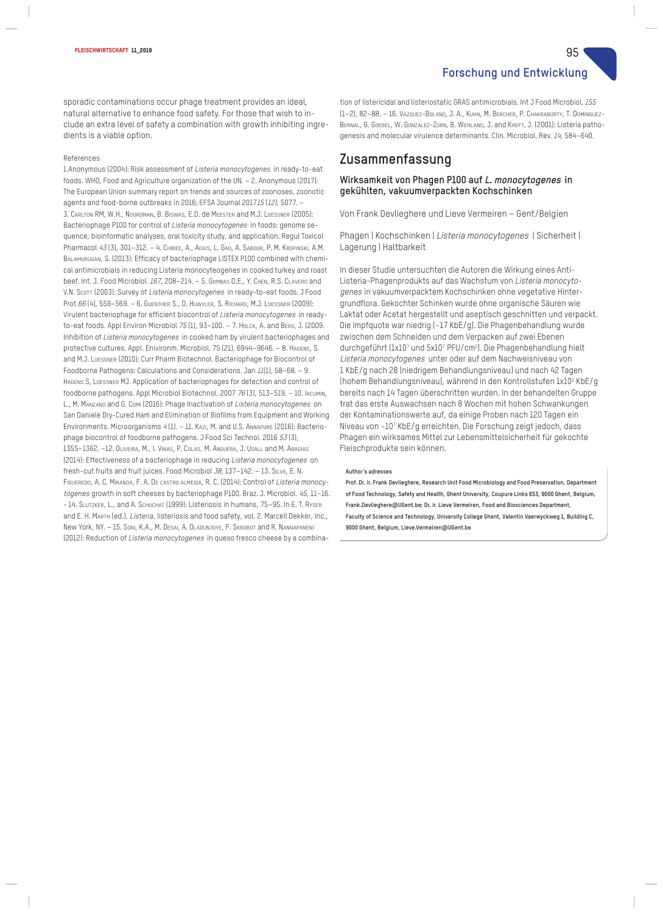sporadic contaminations occur phage treatment provides an ideal, natural alternative to enhance food safety. For those that wish to include an extra level of safety a combination with growth inhibiting ingredients is a viable option.

References

1.Anonymous (2004): Risk assessment of *Listeria monocytogenes* in ready-to-eat foods. WHO, Food and Agriculture organization of the UN. – 2. Anonymous (2017): The European Union summary report on trends and sources of zoonoses, zoonotic agents and food-borne outbreaks in 2016; EFSA Journal 2017*15 (12)*, 5077. – 3. Carlton RM, W.H., Noordman, B. Biswas, E.D. de Meester and M.J. Loessner (2005): Bacteriophage P100 for control of *Listeria monocytogenes* in foods: genome sequence, bioinformatic analyses, oral toxicity study, and application. Regul Toxicol Pharmacol *43* (3), 301–312. – 4. Chibee, A., Agius, L. Gao, A. Sabour, P. M. Kropinski, A.M. Balamurugan, S. (2013): Efficacy of bacteriophage LISTEX P100 combined with chemical antimicrobials in reducing Listeria monocytoegenes in cooked turkey and roast beef. Int. J. Food Microbiol. *167*, 208–214. – 5. Gombas D.E., Y. Chen, R.S. Clavero and V.N. Scott (2003): Survey of *Listeria monocytogenes* in ready-to-eat foods. J Food Prot *66* (4), 559–569. – 6. Guenther S., D. Huwyler, S. Richard, M.J. Loessner (2009): Virulent bacteriophage for efficient biocontrol of *Listeria monocytogenes* in ready-to-eat foods. Appl Environ Microbiol *75* (1), 93–100. – 7. Holck, A. and Berg, J. (2009. Inhibition of *Listeria monocytogenes* in cooked ham by virulent bacteriophages and protective cultures. Appl. Enivironm. Microbiol. 75 (21), 6944–9646. – 8. Hagens, S. and M.J. Loessner (2010): Curr Pharm Biotechnol. Bacteriophage for Biocontrol of Foodborne Pathogens: Calculations and Considerations. Jan *11*(1), 58–68. – 9. Hagens S, Loessner MJ. Application of bacteriophages for detection and control of foodborne pathogens. Appl Microbiol Biotechnol. 2007 *76* (3), 513–519. – 10. Iacumin, L., M. Manzano and G. Comi (2016): Phage Inactivation of *Listeria monocytogenes* on San Daniele Dry-Cured Ham and Elimination of Biofilms from Equipment and Working Environments. Microorganisms *4* (1). – 11. Kazi, M. and U.S. Annapure (2016): Bacteriophage biocontrol of foodborne pathogens. J Food Sci Technol. 2016 *53* (3), 1355–1362. –12. Oliveira, M., I. Vinas, P. Colas, M. Anguera, J. Usall and M. Abadias (2014): Effectiveness of a bacteriophage in reducing *Listeria monocytogenes* on fresh-cut fruits and fruit juices. Food Microbiol *38*, 137–142. – 13. Silva, E. N. Figueiredo, A. C. Miranda, F. A. De castro almeida, R. C. (2014): Control of *Listeria monocytogenes* growth in soft cheeses by bacteriophage P100. Braz. J. Microbiol. *45*, 11–16. - 14. Slutzker, L., and A. Schuchat (1999): Listeriosis in humans, 75–95. In E. T. Ryser and E. H. Marth (ed.), *Listeria*, listeriosis and food safety, vol. 2. Marcell Dekker, Inc., New York, NY. – 15. Soni, K.A., M. Desai, A. Oladunjoye, F. Skrobot and R. Nannapaneni (2012): Reduction of *Listeria monocytogenes* in queso fresco cheese by a combination of listericidal and listeriostatic GRAS antimicrobials. Int J Food Microbiol. *155* (1–2), 82–88. – 16. Vazquez-Boland, J. A., Kuhn, M. Bercher, P. Chakraborty, T. Dominguez-Bernal, G. Goebel, W. Gonzalez-Zorn, B. Wehland, J. and Kreft, J. (2001): Listeria pathogenesis and molecular virulence determinants. Clin. Microbiol. Rev. *14*, 584–640.

## Zusammenfassung

### Wirksamkeit von Phagen P100 auf *L. monocytogenes* in gekühlten, vakuumverpackten Kochschinken

Von Frank Devlieghere und Lieve Vermeiren – Gent/Belgien

Phagen | Kochschinken | *Listeria monocytogenes* | Sicherheit | Lagerung | Haltbarkeit

In dieser Studie untersuchten die Autoren die Wirkung eines Anti-Listeria-Phagenprodukts auf das Wachstum von *Listeria monocytogenes* in vakuumverpacktem Kochschinken ohne vegetative Hintergrundflora. Gekochter Schinken wurde ohne organische Säuren wie Laktat oder Acetat hergestellt und aseptisch geschnitten und verpackt. Die Impfquote war niedrig (~17 KbE/g). Die Phagenbehandlung wurde zwischen dem Schneiden und dem Verpacken auf zwei Ebenen durchgeführt ($1x10^7$ und $5x10^7$ PFU/cm²). Die Phagenbehandlung hielt *Listeria monocytogenes* unter oder auf dem Nachweisniveau von 1 KbE/g nach 28 (niedrigem Behandlungsniveau) und nach 42 Tagen (hohem Behandlungsniveau), während in den Kontrollstufen $1x10^2$ KbE/g bereits nach 14 Tagen überschritten wurden. In der behandelten Gruppe trat das erste Auswachsen nach 8 Wochen mit hohen Schwankungen der Kontaminationswerte auf, da einige Proben nach 120 Tagen ein Niveau von ~$10^7$ KbE/g erreichten. Die Forschung zeigt jedoch, dass Phagen ein wirksames Mittel zur Lebensmittelsicherheit für gekochte Fleischprodukte sein können.

**Author's adresses**

**Prof. Dr. ir. Frank Devlieghere, Research Unit Food Microbiology and Food Preservation, Department of Food Technology, Safety and Health, Ghent University, Coupure Links 653, 9000 Ghent, Belgium, Frank.Devlieghere@UGent.be; Dr. ir. Lieve Vermeiren, Food and Biosciences Department, Faculty of Science and Technology, University College Ghent, Valentin Vaerwyckweg 1, Building C, 9000 Ghent, Belgium, Lieve.Vermeiren@UGent.be**